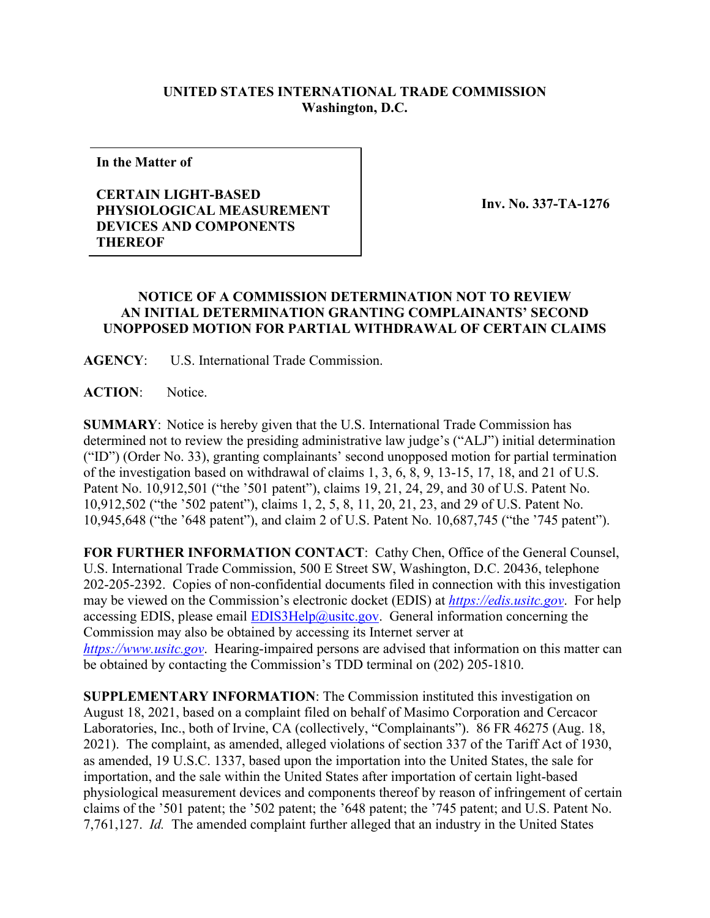**UNITED STATES INTERNATIONAL TRADE COMMISSION**
**Washington, D.C.**

| | |
|---|---|
| **In the Matter of**<br><br>**CERTAIN LIGHT-BASED PHYSIOLOGICAL MEASUREMENT DEVICES AND COMPONENTS THEREOF** | **Inv. No. 337-TA-1276** |

**NOTICE OF A COMMISSION DETERMINATION NOT TO REVIEW AN INITIAL DETERMINATION GRANTING COMPLAINANTS' SECOND UNOPPOSED MOTION FOR PARTIAL WITHDRAWAL OF CERTAIN CLAIMS**

**AGENCY**: U.S. International Trade Commission.

**ACTION**: Notice.

**SUMMARY**: Notice is hereby given that the U.S. International Trade Commission has determined not to review the presiding administrative law judge's ("ALJ") initial determination ("ID") (Order No. 33), granting complainants' second unopposed motion for partial termination of the investigation based on withdrawal of claims 1, 3, 6, 8, 9, 13-15, 17, 18, and 21 of U.S. Patent No. 10,912,501 ("the '501 patent"), claims 19, 21, 24, 29, and 30 of U.S. Patent No. 10,912,502 ("the '502 patent"), claims 1, 2, 5, 8, 11, 20, 21, 23, and 29 of U.S. Patent No. 10,945,648 ("the '648 patent"), and claim 2 of U.S. Patent No. 10,687,745 ("the '745 patent").

**FOR FURTHER INFORMATION CONTACT**: Cathy Chen, Office of the General Counsel, U.S. International Trade Commission, 500 E Street SW, Washington, D.C. 20436, telephone 202-205-2392. Copies of non-confidential documents filed in connection with this investigation may be viewed on the Commission's electronic docket (EDIS) at *https://edis.usitc.gov*. For help accessing EDIS, please email EDIS3Help@usitc.gov. General information concerning the Commission may also be obtained by accessing its Internet server at *https://www.usitc.gov*. Hearing-impaired persons are advised that information on this matter can be obtained by contacting the Commission's TDD terminal on (202) 205-1810.

**SUPPLEMENTARY INFORMATION**: The Commission instituted this investigation on August 18, 2021, based on a complaint filed on behalf of Masimo Corporation and Cercacor Laboratories, Inc., both of Irvine, CA (collectively, "Complainants"). 86 FR 46275 (Aug. 18, 2021). The complaint, as amended, alleged violations of section 337 of the Tariff Act of 1930, as amended, 19 U.S.C. 1337, based upon the importation into the United States, the sale for importation, and the sale within the United States after importation of certain light-based physiological measurement devices and components thereof by reason of infringement of certain claims of the '501 patent; the '502 patent; the '648 patent; the '745 patent; and U.S. Patent No. 7,761,127. *Id.* The amended complaint further alleged that an industry in the United States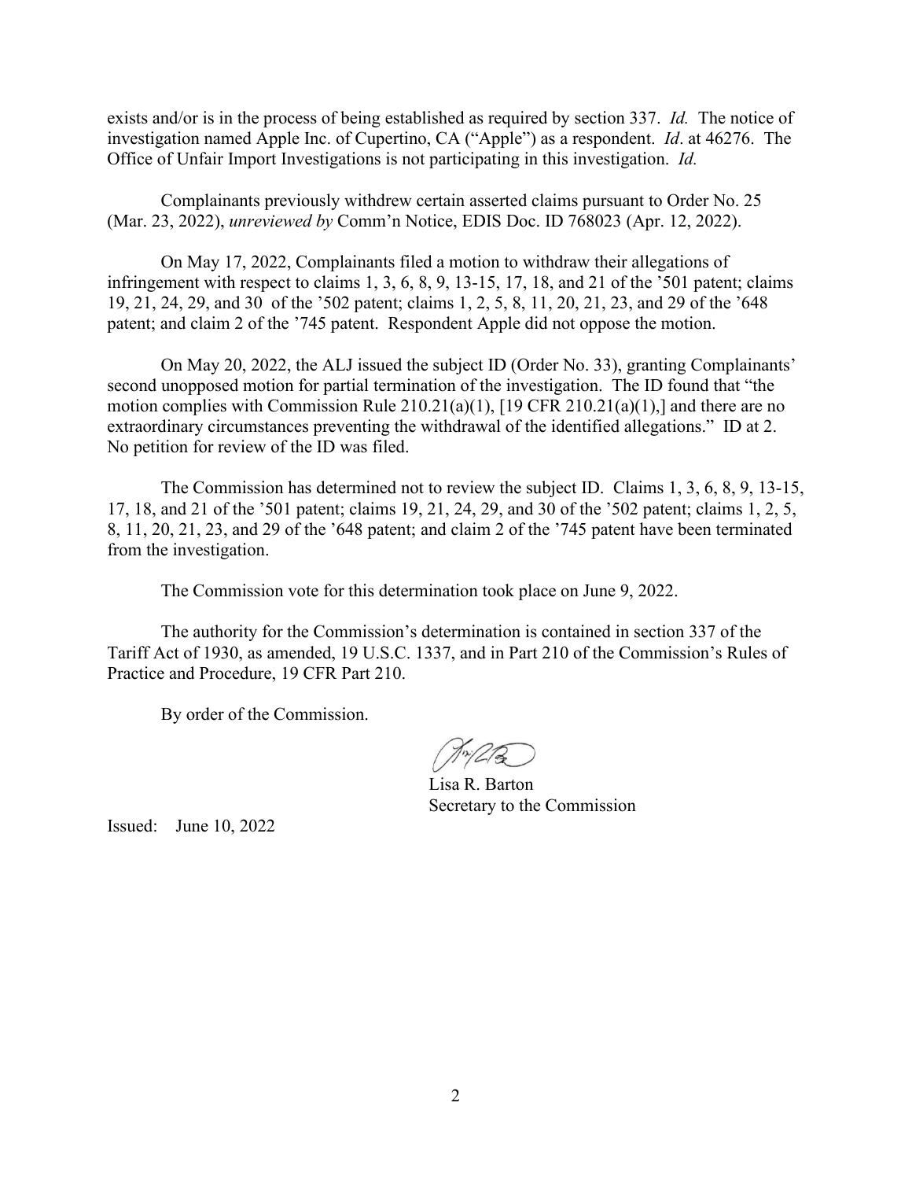exists and/or is in the process of being established as required by section 337. *Id.* The notice of investigation named Apple Inc. of Cupertino, CA ("Apple") as a respondent. *Id*. at 46276. The Office of Unfair Import Investigations is not participating in this investigation. *Id.*

Complainants previously withdrew certain asserted claims pursuant to Order No. 25 (Mar. 23, 2022), *unreviewed by* Comm'n Notice, EDIS Doc. ID 768023 (Apr. 12, 2022).

On May 17, 2022, Complainants filed a motion to withdraw their allegations of infringement with respect to claims 1, 3, 6, 8, 9, 13-15, 17, 18, and 21 of the '501 patent; claims 19, 21, 24, 29, and 30 of the '502 patent; claims 1, 2, 5, 8, 11, 20, 21, 23, and 29 of the '648 patent; and claim 2 of the '745 patent. Respondent Apple did not oppose the motion.

On May 20, 2022, the ALJ issued the subject ID (Order No. 33), granting Complainants' second unopposed motion for partial termination of the investigation. The ID found that "the motion complies with Commission Rule 210.21(a)(1), [19 CFR 210.21(a)(1),] and there are no extraordinary circumstances preventing the withdrawal of the identified allegations." ID at 2. No petition for review of the ID was filed.

The Commission has determined not to review the subject ID. Claims 1, 3, 6, 8, 9, 13-15, 17, 18, and 21 of the '501 patent; claims 19, 21, 24, 29, and 30 of the '502 patent; claims 1, 2, 5, 8, 11, 20, 21, 23, and 29 of the '648 patent; and claim 2 of the '745 patent have been terminated from the investigation.

The Commission vote for this determination took place on June 9, 2022.

The authority for the Commission's determination is contained in section 337 of the Tariff Act of 1930, as amended, 19 U.S.C. 1337, and in Part 210 of the Commission's Rules of Practice and Procedure, 19 CFR Part 210.

By order of the Commission.

Lisa R. Barton
Secretary to the Commission

Issued: June 10, 2022